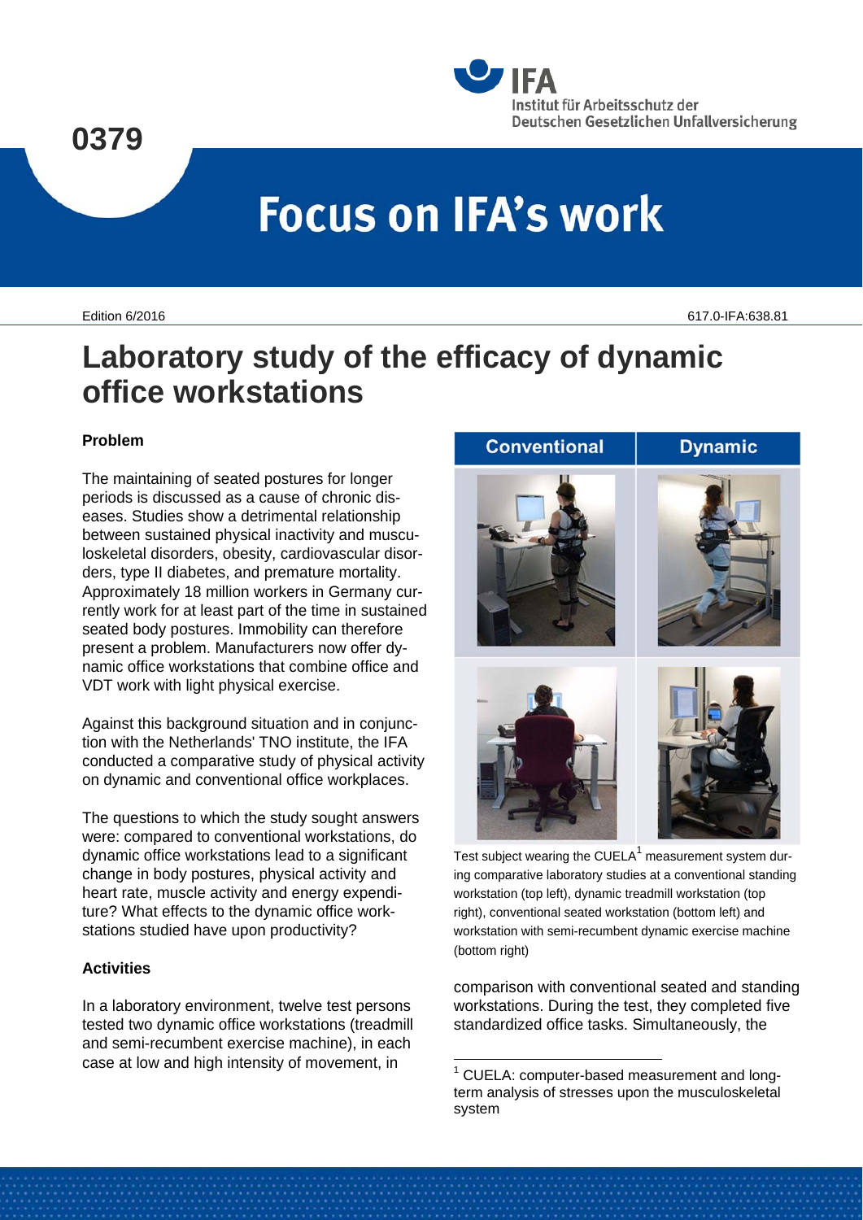0379

**Focus on IFA's work**

Edition 6/2016

617.0-IFA:638.81

# Laboratory study of the efficacy of dynamic office workstations

### Problem

The maintaining of seated postures for longer periods is discussed as a cause of chronic diseases. Studies show a detrimental relationship between sustained physical inactivity and musculoskeletal disorders, obesity, cardiovascular disorders, type II diabetes, and premature mortality. Approximately 18 million workers in Germany currently work for at least part of the time in sustained seated body postures. Immobility can therefore present a problem. Manufacturers now offer dynamic office workstations that combine office and VDT work with light physical exercise.

Against this background situation and in conjunction with the Netherlands' TNO institute, the IFA conducted a comparative study of physical activity on dynamic and conventional office workplaces.

The questions to which the study sought answers were: compared to conventional workstations, do dynamic office workstations lead to a significant change in body postures, physical activity and heart rate, muscle activity and energy expenditure? What effects to the dynamic office workstations studied have upon productivity?

### Activities

In a laboratory environment, twelve test persons tested two dynamic office workstations (treadmill and semi-recumbent exercise machine), in each case at low and high intensity of movement, in comparison with conventional seated and standing workstations. During the test, they completed five standardized office tasks. Simultaneously, the

Conventional | Dynamic

Test subject wearing the CUELA[1] measurement system during comparative laboratory studies at a conventional standing workstation (top left), dynamic treadmill workstation (top right), conventional seated workstation (bottom left) and workstation with semi-recumbent dynamic exercise machine (bottom right)

[1] CUELA: computer-based measurement and long-term analysis of stresses upon the musculoskeletal system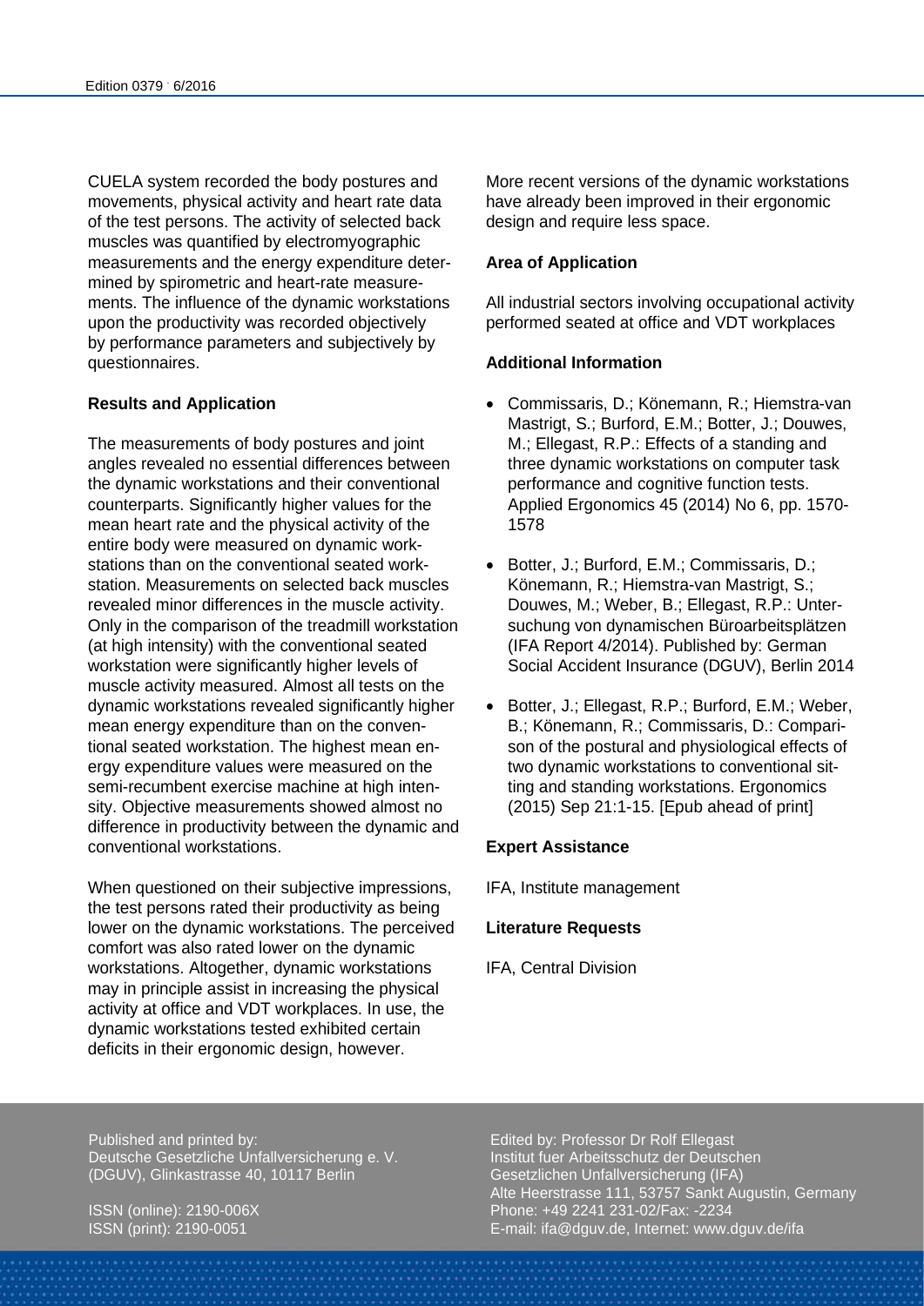CUELA system recorded the body postures and movements, physical activity and heart rate data of the test persons. The activity of selected back muscles was quantified by electromyographic measurements and the energy expenditure determined by spirometric and heart-rate measurements. The influence of the dynamic workstations upon the productivity was recorded objectively by performance parameters and subjectively by questionnaires.

**Results and Application**

The measurements of body postures and joint angles revealed no essential differences between the dynamic workstations and their conventional counterparts. Significantly higher values for the mean heart rate and the physical activity of the entire body were measured on dynamic workstations than on the conventional seated workstation. Measurements on selected back muscles revealed minor differences in the muscle activity. Only in the comparison of the treadmill workstation (at high intensity) with the conventional seated workstation were significantly higher levels of muscle activity measured. Almost all tests on the dynamic workstations revealed significantly higher mean energy expenditure than on the conventional seated workstation. The highest mean energy expenditure values were measured on the semi-recumbent exercise machine at high intensity. Objective measurements showed almost no difference in productivity between the dynamic and conventional workstations.

When questioned on their subjective impressions, the test persons rated their productivity as being lower on the dynamic workstations. The perceived comfort was also rated lower on the dynamic workstations. Altogether, dynamic workstations may in principle assist in increasing the physical activity at office and VDT workplaces. In use, the dynamic workstations tested exhibited certain deficits in their ergonomic design, however.

More recent versions of the dynamic workstations have already been improved in their ergonomic design and require less space.

**Area of Application**

All industrial sectors involving occupational activity performed seated at office and VDT workplaces

**Additional Information**

- Commissaris, D.; Könemann, R.; Hiemstra-van Mastrigt, S.; Burford, E.M.; Botter, J.; Douwes, M.; Ellegast, R.P.: Effects of a standing and three dynamic workstations on computer task performance and cognitive function tests. Applied Ergonomics 45 (2014) No 6, pp. 1570-1578
- Botter, J.; Burford, E.M.; Commissaris, D.; Könemann, R.; Hiemstra-van Mastrigt, S.; Douwes, M.; Weber, B.; Ellegast, R.P.: Untersuchung von dynamischen Büroarbeitsplätzen (IFA Report 4/2014). Published by: German Social Accident Insurance (DGUV), Berlin 2014
- Botter, J.; Ellegast, R.P.; Burford, E.M.; Weber, B.; Könemann, R.; Commissaris, D.: Comparison of the postural and physiological effects of two dynamic workstations to conventional sitting and standing workstations. Ergonomics (2015) Sep 21:1-15. [Epub ahead of print]

**Expert Assistance**

IFA, Institute management

**Literature Requests**

IFA, Central Division

Published and printed by:
Deutsche Gesetzliche Unfallversicherung e. V. (DGUV), Glinkastrasse 40, 10117 Berlin

ISSN (online): 2190-006X
ISSN (print): 2190-0051

Edited by: Professor Dr Rolf Ellegast
Institut fuer Arbeitsschutz der Deutschen Gesetzlichen Unfallversicherung (IFA)
Alte Heerstrasse 111, 53757 Sankt Augustin, Germany
Phone: +49 2241 231-02/Fax: -2234
E-mail: ifa@dguv.de, Internet: www.dguv.de/ifa